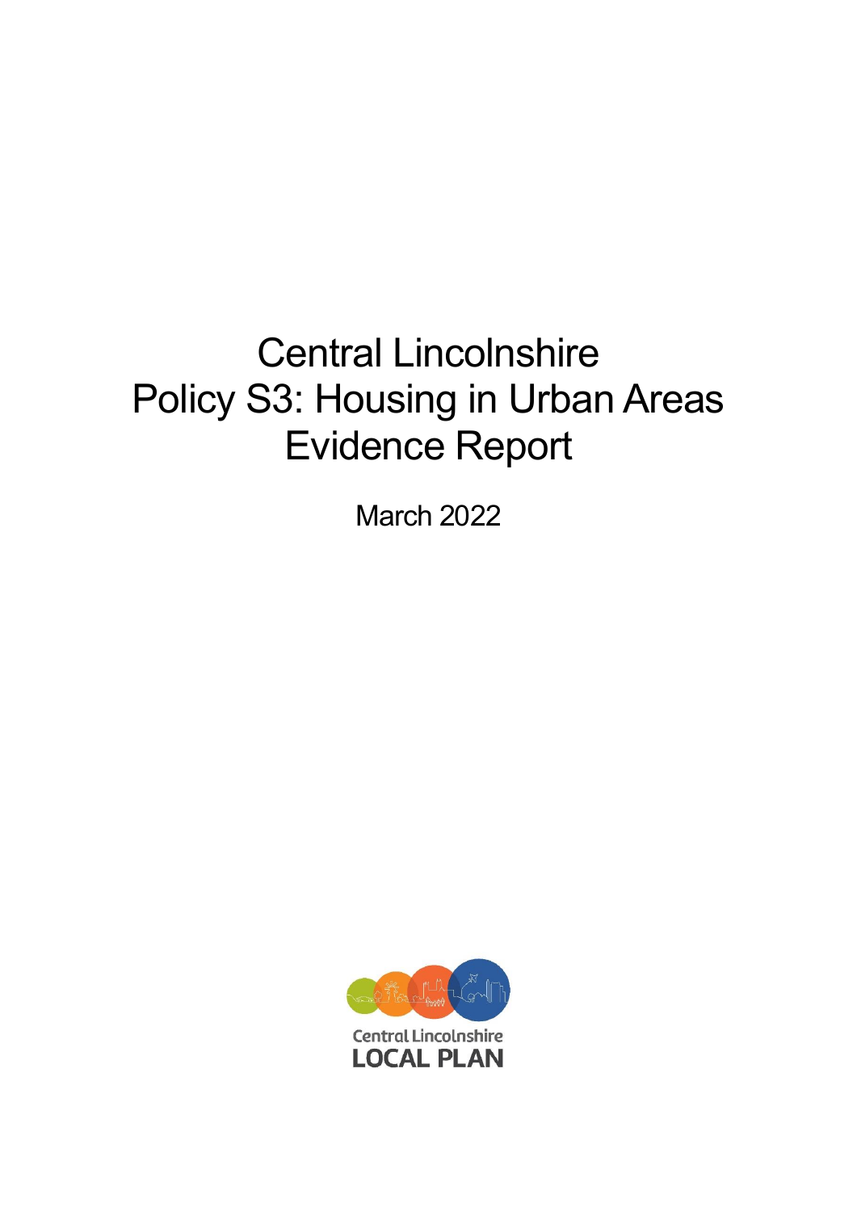# Central Lincolnshire
# Policy S3: Housing in Urban Areas
# Evidence Report

March 2022

Central Lincolnshire
LOCAL PLAN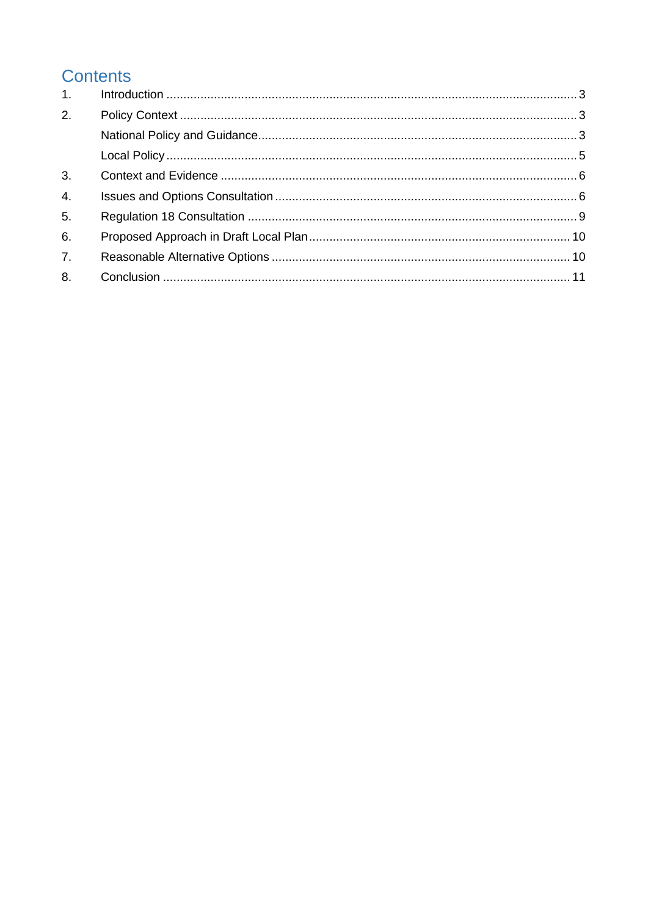# Contents

1. Introduction ... 3
2. Policy Context ... 3
   - National Policy and Guidance ... 3
   - Local Policy ... 5
3. Context and Evidence ... 6
4. Issues and Options Consultation ... 6
5. Regulation 18 Consultation ... 9
6. Proposed Approach in Draft Local Plan ... 10
7. Reasonable Alternative Options ... 10
8. Conclusion ... 11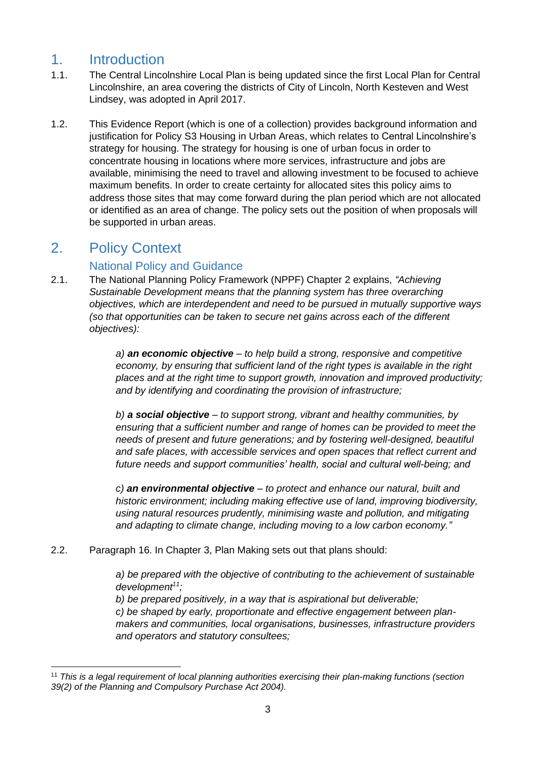# 1. Introduction

1.1. The Central Lincolnshire Local Plan is being updated since the first Local Plan for Central Lincolnshire, an area covering the districts of City of Lincoln, North Kesteven and West Lindsey, was adopted in April 2017.

1.2. This Evidence Report (which is one of a collection) provides background information and justification for Policy S3 Housing in Urban Areas, which relates to Central Lincolnshire's strategy for housing. The strategy for housing is one of urban focus in order to concentrate housing in locations where more services, infrastructure and jobs are available, minimising the need to travel and allowing investment to be focused to achieve maximum benefits. In order to create certainty for allocated sites this policy aims to address those sites that may come forward during the plan period which are not allocated or identified as an area of change. The policy sets out the position of when proposals will be supported in urban areas.

# 2. Policy Context

## National Policy and Guidance

2.1. The National Planning Policy Framework (NPPF) Chapter 2 explains, *"Achieving Sustainable Development means that the planning system has three overarching objectives, which are interdependent and need to be pursued in mutually supportive ways (so that opportunities can be taken to secure net gains across each of the different objectives):*

> *a) **an economic objective** – to help build a strong, responsive and competitive economy, by ensuring that sufficient land of the right types is available in the right places and at the right time to support growth, innovation and improved productivity; and by identifying and coordinating the provision of infrastructure;*
>
> *b) **a social objective** – to support strong, vibrant and healthy communities, by ensuring that a sufficient number and range of homes can be provided to meet the needs of present and future generations; and by fostering well-designed, beautiful and safe places, with accessible services and open spaces that reflect current and future needs and support communities' health, social and cultural well-being; and*
>
> *c) **an environmental objective** – to protect and enhance our natural, built and historic environment; including making effective use of land, improving biodiversity, using natural resources prudently, minimising waste and pollution, and mitigating and adapting to climate change, including moving to a low carbon economy."*

2.2. Paragraph 16. In Chapter 3, Plan Making sets out that plans should:

> *a) be prepared with the objective of contributing to the achievement of sustainable development[11];*
> *b) be prepared positively, in a way that is aspirational but deliverable;*
> *c) be shaped by early, proportionate and effective engagement between plan-makers and communities, local organisations, businesses, infrastructure providers and operators and statutory consultees;*

[11] *This is a legal requirement of local planning authorities exercising their plan-making functions (section 39(2) of the Planning and Compulsory Purchase Act 2004).*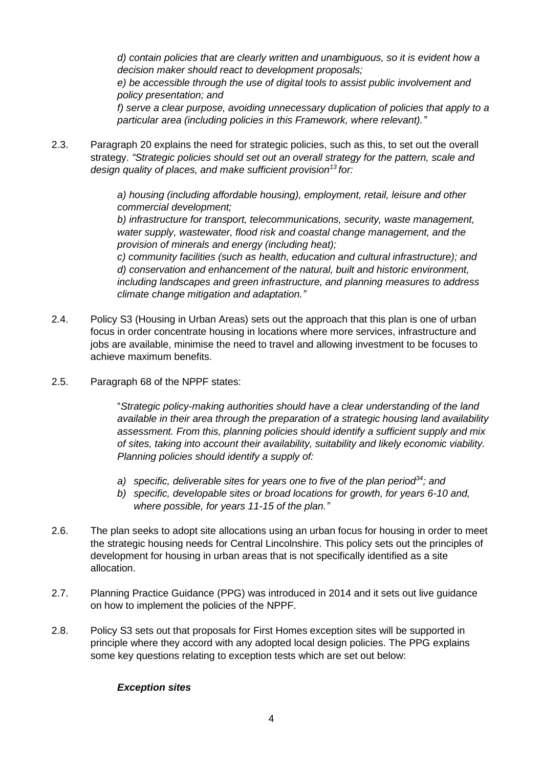*d) contain policies that are clearly written and unambiguous, so it is evident how a decision maker should react to development proposals;*
*e) be accessible through the use of digital tools to assist public involvement and policy presentation; and*
*f) serve a clear purpose, avoiding unnecessary duplication of policies that apply to a particular area (including policies in this Framework, where relevant)."*

2.3. Paragraph 20 explains the need for strategic policies, such as this, to set out the overall strategy. *"Strategic policies should set out an overall strategy for the pattern, scale and design quality of places, and make sufficient provision[13] for:*

*a) housing (including affordable housing), employment, retail, leisure and other commercial development;*
*b) infrastructure for transport, telecommunications, security, waste management, water supply, wastewater, flood risk and coastal change management, and the provision of minerals and energy (including heat);*
*c) community facilities (such as health, education and cultural infrastructure); and*
*d) conservation and enhancement of the natural, built and historic environment, including landscapes and green infrastructure, and planning measures to address climate change mitigation and adaptation."*

2.4. Policy S3 (Housing in Urban Areas) sets out the approach that this plan is one of urban focus in order concentrate housing in locations where more services, infrastructure and jobs are available, minimise the need to travel and allowing investment to be focuses to achieve maximum benefits.

2.5. Paragraph 68 of the NPPF states:

"*Strategic policy-making authorities should have a clear understanding of the land available in their area through the preparation of a strategic housing land availability assessment. From this, planning policies should identify a sufficient supply and mix of sites, taking into account their availability, suitability and likely economic viability. Planning policies should identify a supply of:*

*a) specific, deliverable sites for years one to five of the plan period[34]; and*
*b) specific, developable sites or broad locations for growth, for years 6-10 and, where possible, for years 11-15 of the plan."*

2.6. The plan seeks to adopt site allocations using an urban focus for housing in order to meet the strategic housing needs for Central Lincolnshire. This policy sets out the principles of development for housing in urban areas that is not specifically identified as a site allocation.

2.7. Planning Practice Guidance (PPG) was introduced in 2014 and it sets out live guidance on how to implement the policies of the NPPF.

2.8. Policy S3 sets out that proposals for First Homes exception sites will be supported in principle where they accord with any adopted local design policies. The PPG explains some key questions relating to exception tests which are set out below:

***Exception sites***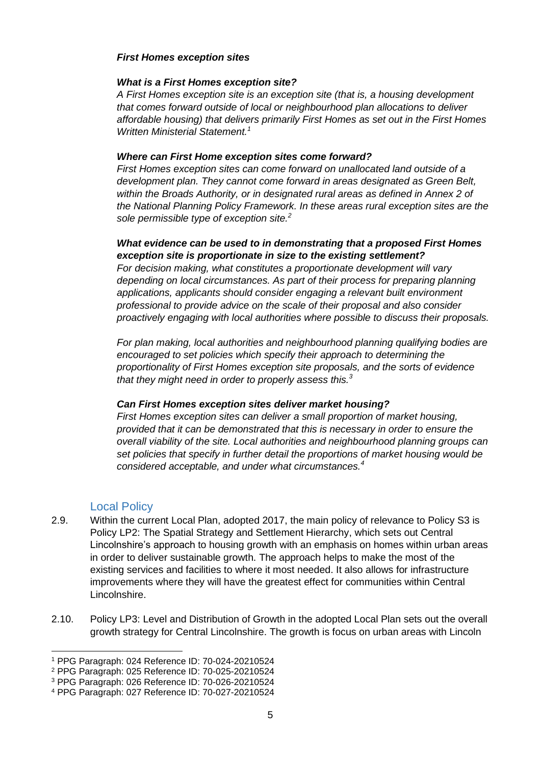***First Homes exception sites***

***What is a First Homes exception site?***

*A First Homes exception site is an exception site (that is, a housing development that comes forward outside of local or neighbourhood plan allocations to deliver affordable housing) that delivers primarily First Homes as set out in the First Homes Written Ministerial Statement.*[1]

***Where can First Home exception sites come forward?***

*First Homes exception sites can come forward on unallocated land outside of a development plan. They cannot come forward in areas designated as Green Belt, within the Broads Authority, or in designated rural areas as defined in Annex 2 of the National Planning Policy Framework. In these areas rural exception sites are the sole permissible type of exception site.*[2]

***What evidence can be used to in demonstrating that a proposed First Homes exception site is proportionate in size to the existing settlement?***

*For decision making, what constitutes a proportionate development will vary depending on local circumstances. As part of their process for preparing planning applications, applicants should consider engaging a relevant built environment professional to provide advice on the scale of their proposal and also consider proactively engaging with local authorities where possible to discuss their proposals.*

*For plan making, local authorities and neighbourhood planning qualifying bodies are encouraged to set policies which specify their approach to determining the proportionality of First Homes exception site proposals, and the sorts of evidence that they might need in order to properly assess this.*[3]

***Can First Homes exception sites deliver market housing?***

*First Homes exception sites can deliver a small proportion of market housing, provided that it can be demonstrated that this is necessary in order to ensure the overall viability of the site. Local authorities and neighbourhood planning groups can set policies that specify in further detail the proportions of market housing would be considered acceptable, and under what circumstances.*[4]

## Local Policy

2.9. Within the current Local Plan, adopted 2017, the main policy of relevance to Policy S3 is Policy LP2: The Spatial Strategy and Settlement Hierarchy, which sets out Central Lincolnshire's approach to housing growth with an emphasis on homes within urban areas in order to deliver sustainable growth. The approach helps to make the most of the existing services and facilities to where it most needed. It also allows for infrastructure improvements where they will have the greatest effect for communities within Central Lincolnshire.

2.10. Policy LP3: Level and Distribution of Growth in the adopted Local Plan sets out the overall growth strategy for Central Lincolnshire. The growth is focus on urban areas with Lincoln

---

[1] PPG Paragraph: 024 Reference ID: 70-024-20210524

[2] PPG Paragraph: 025 Reference ID: 70-025-20210524

[3] PPG Paragraph: 026 Reference ID: 70-026-20210524

[4] PPG Paragraph: 027 Reference ID: 70-027-20210524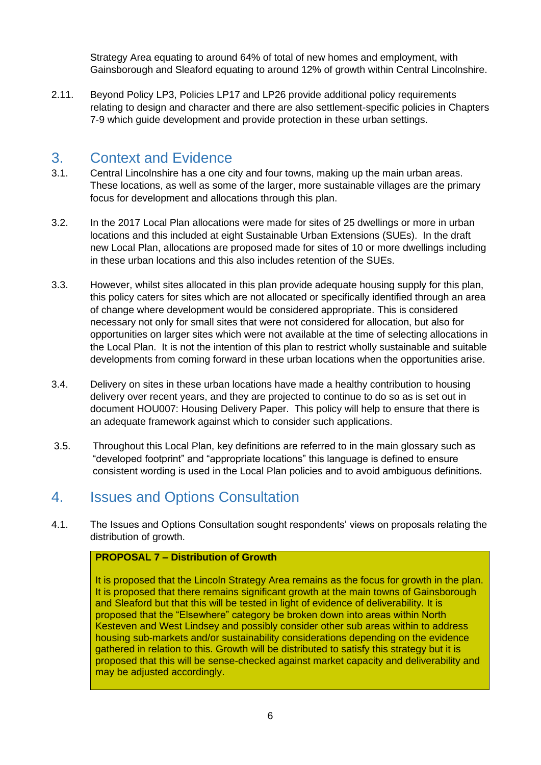Strategy Area equating to around 64% of total of new homes and employment, with Gainsborough and Sleaford equating to around 12% of growth within Central Lincolnshire.

2.11. Beyond Policy LP3, Policies LP17 and LP26 provide additional policy requirements relating to design and character and there are also settlement-specific policies in Chapters 7-9 which guide development and provide protection in these urban settings.

## 3. Context and Evidence

3.1. Central Lincolnshire has a one city and four towns, making up the main urban areas. These locations, as well as some of the larger, more sustainable villages are the primary focus for development and allocations through this plan.

3.2. In the 2017 Local Plan allocations were made for sites of 25 dwellings or more in urban locations and this included at eight Sustainable Urban Extensions (SUEs). In the draft new Local Plan, allocations are proposed made for sites of 10 or more dwellings including in these urban locations and this also includes retention of the SUEs.

3.3. However, whilst sites allocated in this plan provide adequate housing supply for this plan, this policy caters for sites which are not allocated or specifically identified through an area of change where development would be considered appropriate. This is considered necessary not only for small sites that were not considered for allocation, but also for opportunities on larger sites which were not available at the time of selecting allocations in the Local Plan. It is not the intention of this plan to restrict wholly sustainable and suitable developments from coming forward in these urban locations when the opportunities arise.

3.4. Delivery on sites in these urban locations have made a healthy contribution to housing delivery over recent years, and they are projected to continue to do so as is set out in document HOU007: Housing Delivery Paper. This policy will help to ensure that there is an adequate framework against which to consider such applications.

3.5. Throughout this Local Plan, key definitions are referred to in the main glossary such as "developed footprint" and "appropriate locations" this language is defined to ensure consistent wording is used in the Local Plan policies and to avoid ambiguous definitions.

## 4. Issues and Options Consultation

4.1. The Issues and Options Consultation sought respondents' views on proposals relating the distribution of growth.

**PROPOSAL 7 – Distribution of Growth**

It is proposed that the Lincoln Strategy Area remains as the focus for growth in the plan. It is proposed that there remains significant growth at the main towns of Gainsborough and Sleaford but that this will be tested in light of evidence of deliverability. It is proposed that the "Elsewhere" category be broken down into areas within North Kesteven and West Lindsey and possibly consider other sub areas within to address housing sub-markets and/or sustainability considerations depending on the evidence gathered in relation to this. Growth will be distributed to satisfy this strategy but it is proposed that this will be sense-checked against market capacity and deliverability and may be adjusted accordingly.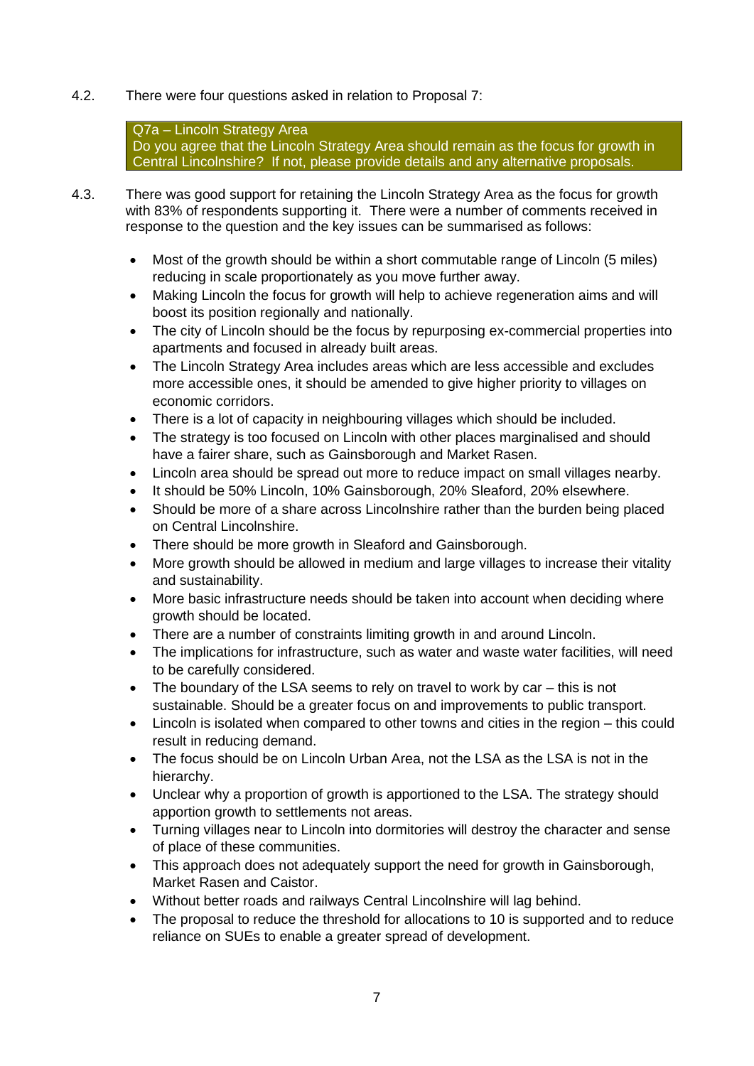4.2. There were four questions asked in relation to Proposal 7:

> **Q7a – Lincoln Strategy Area**
> Do you agree that the Lincoln Strategy Area should remain as the focus for growth in Central Lincolnshire? If not, please provide details and any alternative proposals.

4.3. There was good support for retaining the Lincoln Strategy Area as the focus for growth with 83% of respondents supporting it. There were a number of comments received in response to the question and the key issues can be summarised as follows:

- Most of the growth should be within a short commutable range of Lincoln (5 miles) reducing in scale proportionately as you move further away.
- Making Lincoln the focus for growth will help to achieve regeneration aims and will boost its position regionally and nationally.
- The city of Lincoln should be the focus by repurposing ex-commercial properties into apartments and focused in already built areas.
- The Lincoln Strategy Area includes areas which are less accessible and excludes more accessible ones, it should be amended to give higher priority to villages on economic corridors.
- There is a lot of capacity in neighbouring villages which should be included.
- The strategy is too focused on Lincoln with other places marginalised and should have a fairer share, such as Gainsborough and Market Rasen.
- Lincoln area should be spread out more to reduce impact on small villages nearby.
- It should be 50% Lincoln, 10% Gainsborough, 20% Sleaford, 20% elsewhere.
- Should be more of a share across Lincolnshire rather than the burden being placed on Central Lincolnshire.
- There should be more growth in Sleaford and Gainsborough.
- More growth should be allowed in medium and large villages to increase their vitality and sustainability.
- More basic infrastructure needs should be taken into account when deciding where growth should be located.
- There are a number of constraints limiting growth in and around Lincoln.
- The implications for infrastructure, such as water and waste water facilities, will need to be carefully considered.
- The boundary of the LSA seems to rely on travel to work by car – this is not sustainable. Should be a greater focus on and improvements to public transport.
- Lincoln is isolated when compared to other towns and cities in the region – this could result in reducing demand.
- The focus should be on Lincoln Urban Area, not the LSA as the LSA is not in the hierarchy.
- Unclear why a proportion of growth is apportioned to the LSA. The strategy should apportion growth to settlements not areas.
- Turning villages near to Lincoln into dormitories will destroy the character and sense of place of these communities.
- This approach does not adequately support the need for growth in Gainsborough, Market Rasen and Caistor.
- Without better roads and railways Central Lincolnshire will lag behind.
- The proposal to reduce the threshold for allocations to 10 is supported and to reduce reliance on SUEs to enable a greater spread of development.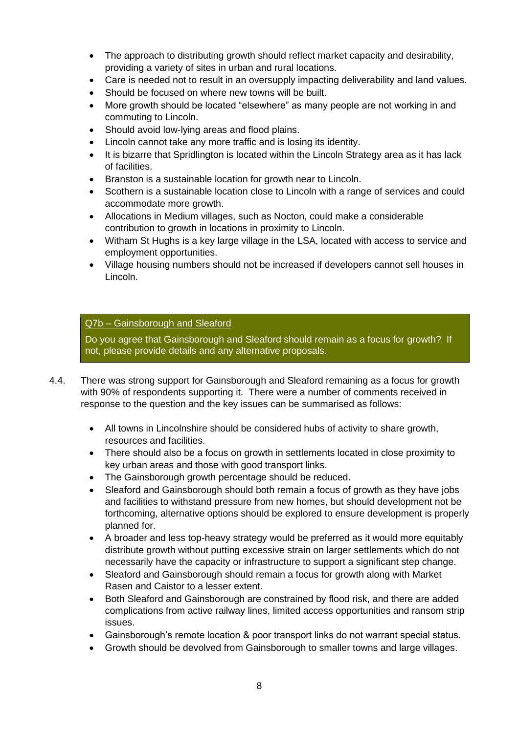- The approach to distributing growth should reflect market capacity and desirability, providing a variety of sites in urban and rural locations.
- Care is needed not to result in an oversupply impacting deliverability and land values.
- Should be focused on where new towns will be built.
- More growth should be located "elsewhere" as many people are not working in and commuting to Lincoln.
- Should avoid low-lying areas and flood plains.
- Lincoln cannot take any more traffic and is losing its identity.
- It is bizarre that Spridlington is located within the Lincoln Strategy area as it has lack of facilities.
- Branston is a sustainable location for growth near to Lincoln.
- Scothern is a sustainable location close to Lincoln with a range of services and could accommodate more growth.
- Allocations in Medium villages, such as Nocton, could make a considerable contribution to growth in locations in proximity to Lincoln.
- Witham St Hughs is a key large village in the LSA, located with access to service and employment opportunities.
- Village housing numbers should not be increased if developers cannot sell houses in Lincoln.

> Q7b – Gainsborough and Sleaford
>
> Do you agree that Gainsborough and Sleaford should remain as a focus for growth? If not, please provide details and any alternative proposals.

4.4. There was strong support for Gainsborough and Sleaford remaining as a focus for growth with 90% of respondents supporting it. There were a number of comments received in response to the question and the key issues can be summarised as follows:

- All towns in Lincolnshire should be considered hubs of activity to share growth, resources and facilities.
- There should also be a focus on growth in settlements located in close proximity to key urban areas and those with good transport links.
- The Gainsborough growth percentage should be reduced.
- Sleaford and Gainsborough should both remain a focus of growth as they have jobs and facilities to withstand pressure from new homes, but should development not be forthcoming, alternative options should be explored to ensure development is properly planned for.
- A broader and less top-heavy strategy would be preferred as it would more equitably distribute growth without putting excessive strain on larger settlements which do not necessarily have the capacity or infrastructure to support a significant step change.
- Sleaford and Gainsborough should remain a focus for growth along with Market Rasen and Caistor to a lesser extent.
- Both Sleaford and Gainsborough are constrained by flood risk, and there are added complications from active railway lines, limited access opportunities and ransom strip issues.
- Gainsborough's remote location & poor transport links do not warrant special status.
- Growth should be devolved from Gainsborough to smaller towns and large villages.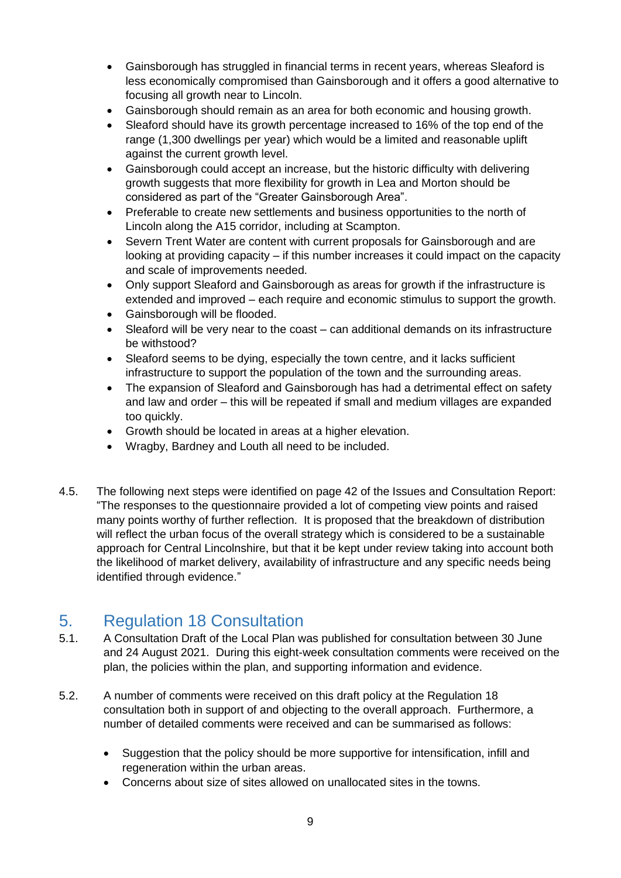- Gainsborough has struggled in financial terms in recent years, whereas Sleaford is less economically compromised than Gainsborough and it offers a good alternative to focusing all growth near to Lincoln.
- Gainsborough should remain as an area for both economic and housing growth.
- Sleaford should have its growth percentage increased to 16% of the top end of the range (1,300 dwellings per year) which would be a limited and reasonable uplift against the current growth level.
- Gainsborough could accept an increase, but the historic difficulty with delivering growth suggests that more flexibility for growth in Lea and Morton should be considered as part of the "Greater Gainsborough Area".
- Preferable to create new settlements and business opportunities to the north of Lincoln along the A15 corridor, including at Scampton.
- Severn Trent Water are content with current proposals for Gainsborough and are looking at providing capacity – if this number increases it could impact on the capacity and scale of improvements needed.
- Only support Sleaford and Gainsborough as areas for growth if the infrastructure is extended and improved – each require and economic stimulus to support the growth.
- Gainsborough will be flooded.
- Sleaford will be very near to the coast – can additional demands on its infrastructure be withstood?
- Sleaford seems to be dying, especially the town centre, and it lacks sufficient infrastructure to support the population of the town and the surrounding areas.
- The expansion of Sleaford and Gainsborough has had a detrimental effect on safety and law and order – this will be repeated if small and medium villages are expanded too quickly.
- Growth should be located in areas at a higher elevation.
- Wragby, Bardney and Louth all need to be included.

4.5. The following next steps were identified on page 42 of the Issues and Consultation Report: "The responses to the questionnaire provided a lot of competing view points and raised many points worthy of further reflection. It is proposed that the breakdown of distribution will reflect the urban focus of the overall strategy which is considered to be a sustainable approach for Central Lincolnshire, but that it be kept under review taking into account both the likelihood of market delivery, availability of infrastructure and any specific needs being identified through evidence."

# 5. Regulation 18 Consultation

5.1. A Consultation Draft of the Local Plan was published for consultation between 30 June and 24 August 2021. During this eight-week consultation comments were received on the plan, the policies within the plan, and supporting information and evidence.

5.2. A number of comments were received on this draft policy at the Regulation 18 consultation both in support of and objecting to the overall approach. Furthermore, a number of detailed comments were received and can be summarised as follows:

- Suggestion that the policy should be more supportive for intensification, infill and regeneration within the urban areas.
- Concerns about size of sites allowed on unallocated sites in the towns.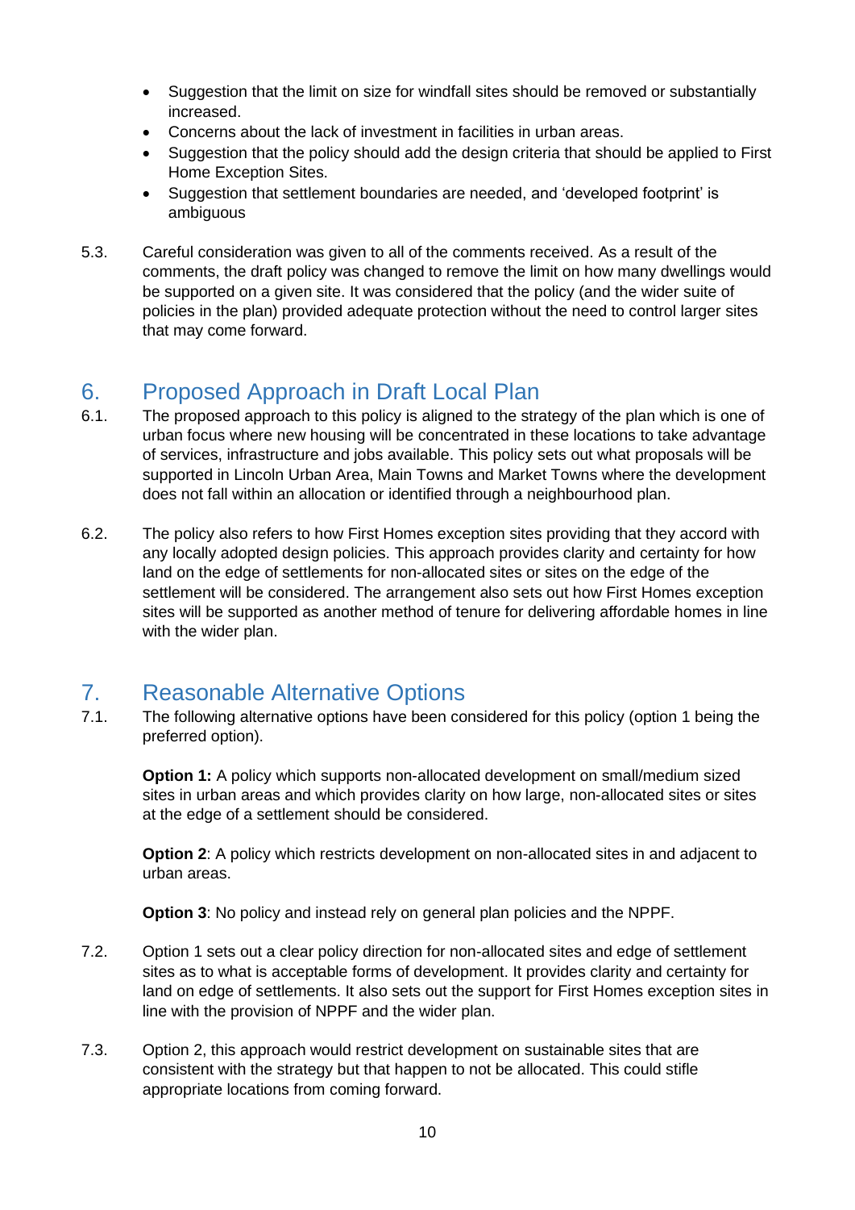- Suggestion that the limit on size for windfall sites should be removed or substantially increased.
- Concerns about the lack of investment in facilities in urban areas.
- Suggestion that the policy should add the design criteria that should be applied to First Home Exception Sites.
- Suggestion that settlement boundaries are needed, and 'developed footprint' is ambiguous

5.3. Careful consideration was given to all of the comments received. As a result of the comments, the draft policy was changed to remove the limit on how many dwellings would be supported on a given site. It was considered that the policy (and the wider suite of policies in the plan) provided adequate protection without the need to control larger sites that may come forward.

## 6. Proposed Approach in Draft Local Plan

6.1. The proposed approach to this policy is aligned to the strategy of the plan which is one of urban focus where new housing will be concentrated in these locations to take advantage of services, infrastructure and jobs available. This policy sets out what proposals will be supported in Lincoln Urban Area, Main Towns and Market Towns where the development does not fall within an allocation or identified through a neighbourhood plan.

6.2. The policy also refers to how First Homes exception sites providing that they accord with any locally adopted design policies. This approach provides clarity and certainty for how land on the edge of settlements for non-allocated sites or sites on the edge of the settlement will be considered. The arrangement also sets out how First Homes exception sites will be supported as another method of tenure for delivering affordable homes in line with the wider plan.

## 7. Reasonable Alternative Options

7.1. The following alternative options have been considered for this policy (option 1 being the preferred option).

**Option 1:** A policy which supports non-allocated development on small/medium sized sites in urban areas and which provides clarity on how large, non-allocated sites or sites at the edge of a settlement should be considered.

**Option 2**: A policy which restricts development on non-allocated sites in and adjacent to urban areas.

**Option 3**: No policy and instead rely on general plan policies and the NPPF.

7.2. Option 1 sets out a clear policy direction for non-allocated sites and edge of settlement sites as to what is acceptable forms of development. It provides clarity and certainty for land on edge of settlements. It also sets out the support for First Homes exception sites in line with the provision of NPPF and the wider plan.

7.3. Option 2, this approach would restrict development on sustainable sites that are consistent with the strategy but that happen to not be allocated. This could stifle appropriate locations from coming forward.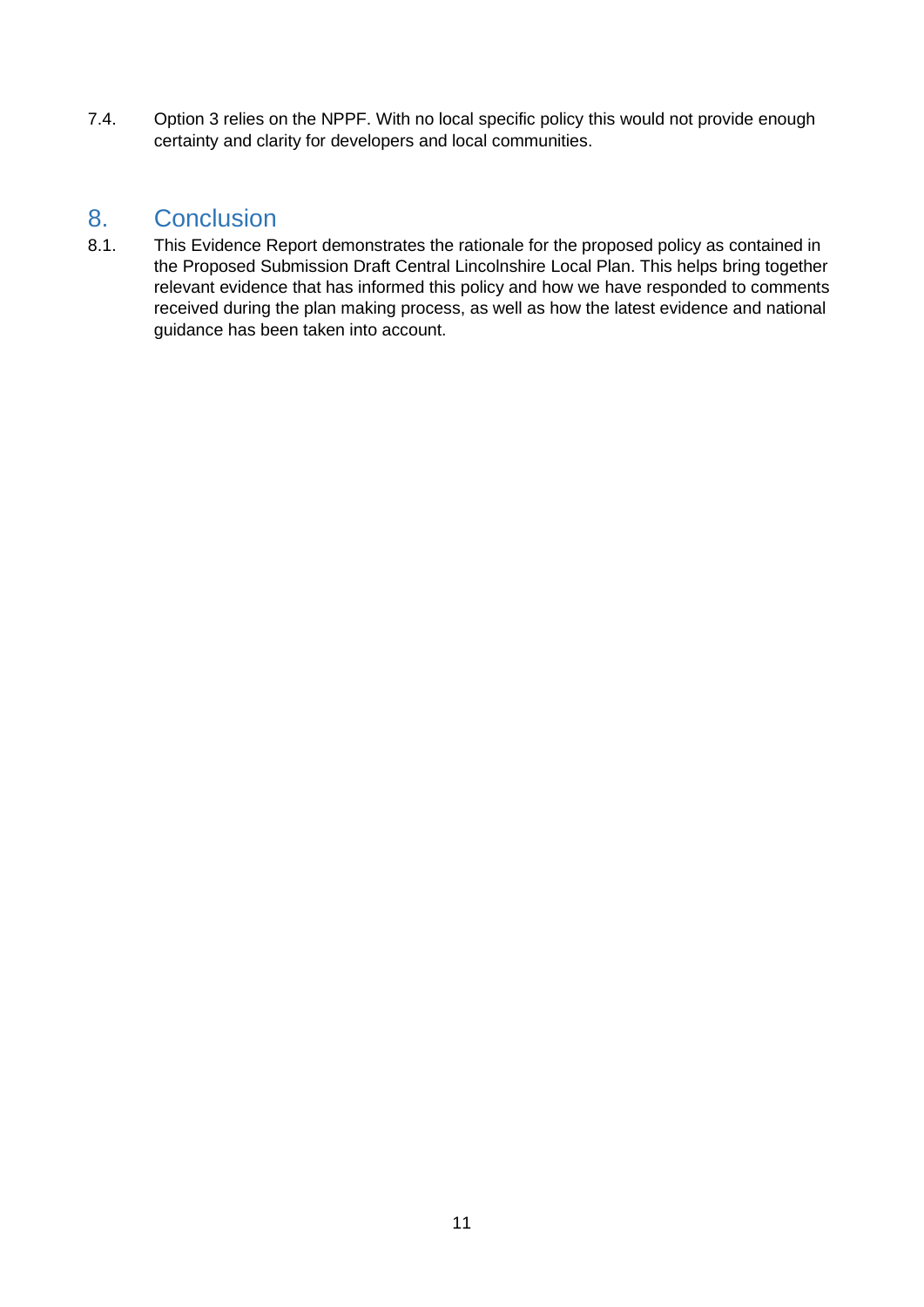7.4. Option 3 relies on the NPPF. With no local specific policy this would not provide enough certainty and clarity for developers and local communities.

## 8. Conclusion

8.1. This Evidence Report demonstrates the rationale for the proposed policy as contained in the Proposed Submission Draft Central Lincolnshire Local Plan. This helps bring together relevant evidence that has informed this policy and how we have responded to comments received during the plan making process, as well as how the latest evidence and national guidance has been taken into account.